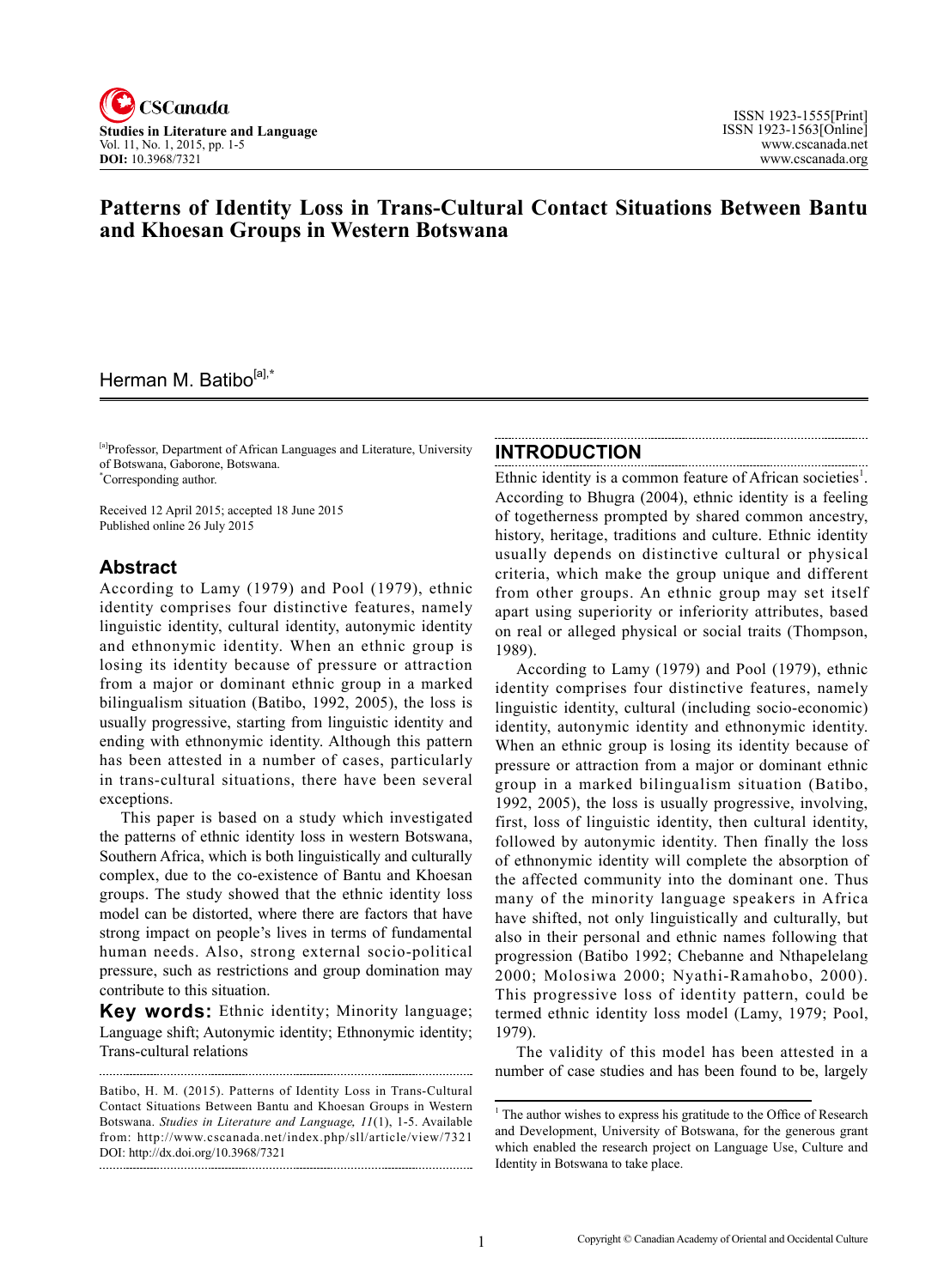# Patterns of Identity Loss in Trans-Cultural Contact Situations Between Bantu and Khoesan Groups in Western Botswana

Herman M. Batibo[a],*

[a]Professor, Department of African Languages and Literature, University of Botswana, Gaborone, Botswana.
*Corresponding author.

Received 12 April 2015; accepted 18 June 2015
Published online 26 July 2015

## Abstract

According to Lamy (1979) and Pool (1979), ethnic identity comprises four distinctive features, namely linguistic identity, cultural identity, autonymic identity and ethnonymic identity. When an ethnic group is losing its identity because of pressure or attraction from a major or dominant ethnic group in a marked bilingualism situation (Batibo, 1992, 2005), the loss is usually progressive, starting from linguistic identity and ending with ethnonymic identity. Although this pattern has been attested in a number of cases, particularly in trans-cultural situations, there have been several exceptions.

This paper is based on a study which investigated the patterns of ethnic identity loss in western Botswana, Southern Africa, which is both linguistically and culturally complex, due to the co-existence of Bantu and Khoesan groups. The study showed that the ethnic identity loss model can be distorted, where there are factors that have strong impact on people's lives in terms of fundamental human needs. Also, strong external socio-political pressure, such as restrictions and group domination may contribute to this situation.

**Key words:** Ethnic identity; Minority language; Language shift; Autonymic identity; Ethnonymic identity; Trans-cultural relations

Batibo, H. M. (2015). Patterns of Identity Loss in Trans-Cultural Contact Situations Between Bantu and Khoesan Groups in Western Botswana. *Studies in Literature and Language, 11*(1), 1-5. Available from: http://www.cscanada.net/index.php/sll/article/view/7321
DOI: http://dx.doi.org/10.3968/7321

## INTRODUCTION

Ethnic identity is a common feature of African societies[1]. According to Bhugra (2004), ethnic identity is a feeling of togetherness prompted by shared common ancestry, history, heritage, traditions and culture. Ethnic identity usually depends on distinctive cultural or physical criteria, which make the group unique and different from other groups. An ethnic group may set itself apart using superiority or inferiority attributes, based on real or alleged physical or social traits (Thompson, 1989).

According to Lamy (1979) and Pool (1979), ethnic identity comprises four distinctive features, namely linguistic identity, cultural (including socio-economic) identity, autonymic identity and ethnonymic identity. When an ethnic group is losing its identity because of pressure or attraction from a major or dominant ethnic group in a marked bilingualism situation (Batibo, 1992, 2005), the loss is usually progressive, involving, first, loss of linguistic identity, then cultural identity, followed by autonymic identity. Then finally the loss of ethnonymic identity will complete the absorption of the affected community into the dominant one. Thus many of the minority language speakers in Africa have shifted, not only linguistically and culturally, but also in their personal and ethnic names following that progression (Batibo 1992; Chebanne and Nthapelelang 2000; Molosiwa 2000; Nyathi-Ramahobo, 2000). This progressive loss of identity pattern, could be termed ethnic identity loss model (Lamy, 1979; Pool, 1979).

The validity of this model has been attested in a number of case studies and has been found to be, largely

[1] The author wishes to express his gratitude to the Office of Research and Development, University of Botswana, for the generous grant which enabled the research project on Language Use, Culture and Identity in Botswana to take place.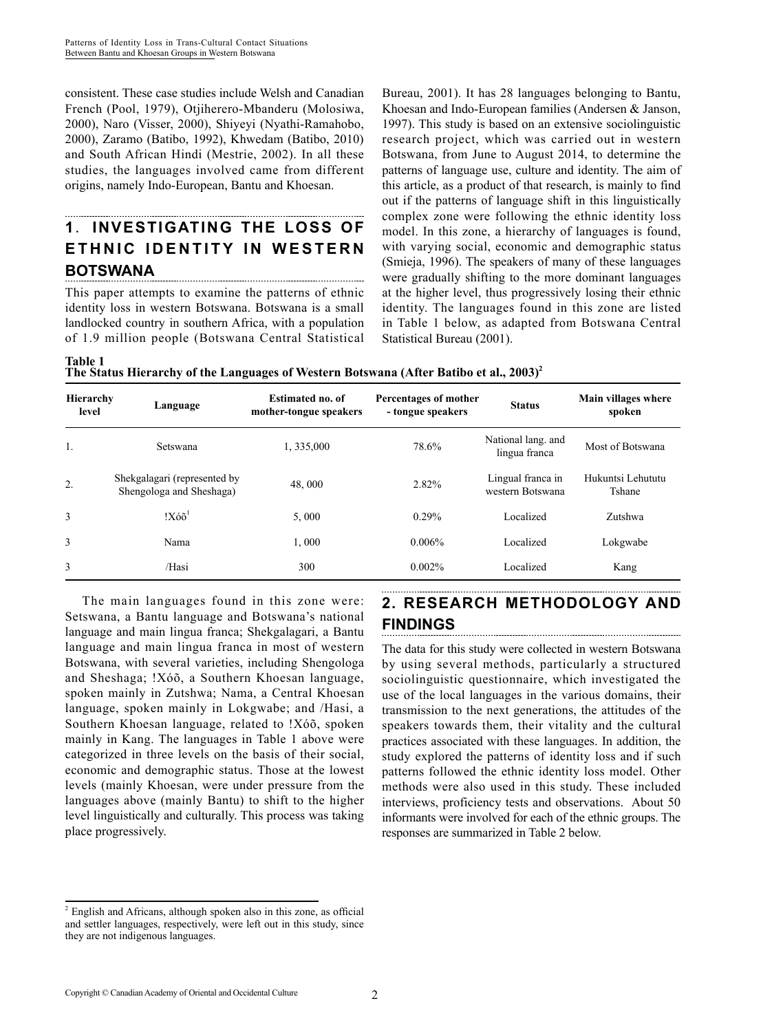consistent. These case studies include Welsh and Canadian French (Pool, 1979), Otjiherero-Mbanderu (Molosiwa, 2000), Naro (Visser, 2000), Shiyeyi (Nyathi-Ramahobo, 2000), Zaramo (Batibo, 1992), Khwedam (Batibo, 2010) and South African Hindi (Mestrie, 2002). In all these studies, the languages involved came from different origins, namely Indo-European, Bantu and Khoesan.

## 1. INVESTIGATING THE LOSS OF ETHNIC IDENTITY IN WESTERN BOTSWANA

This paper attempts to examine the patterns of ethnic identity loss in western Botswana. Botswana is a small landlocked country in southern Africa, with a population of 1.9 million people (Botswana Central Statistical Bureau, 2001). It has 28 languages belonging to Bantu, Khoesan and Indo-European families (Andersen & Janson, 1997). This study is based on an extensive sociolinguistic research project, which was carried out in western Botswana, from June to August 2014, to determine the patterns of language use, culture and identity. The aim of this article, as a product of that research, is mainly to find out if the patterns of language shift in this linguistically complex zone were following the ethnic identity loss model. In this zone, a hierarchy of languages is found, with varying social, economic and demographic status (Smieja, 1996). The speakers of many of these languages were gradually shifting to the more dominant languages at the higher level, thus progressively losing their ethnic identity. The languages found in this zone are listed in Table 1 below, as adapted from Botswana Central Statistical Bureau (2001).

**Table 1**
**The Status Hierarchy of the Languages of Western Botswana (After Batibo et al., 2003)[2]**

| Hierarchy level | Language | Estimated no. of mother-tongue speakers | Percentages of mother - tongue speakers | Status | Main villages where spoken |
|---|---|---|---|---|---|
| 1. | Setswana | 1, 335,000 | 78.6% | National lang. and lingua franca | Most of Botswana |
| 2. | Shekgalagari (represented by Shengologa and Sheshaga) | 48, 000 | 2.82% | Lingual franca in western Botswana | Hukuntsi Lehututu Tshane |
| 3 | !Xóõ[1] | 5, 000 | 0.29% | Localized | Zutshwa |
| 3 | Nama | 1, 000 | 0.006% | Localized | Lokgwabe |
| 3 | /Hasi | 300 | 0.002% | Localized | Kang |

The main languages found in this zone were: Setswana, a Bantu language and Botswana's national language and main lingua franca; Shekgalagari, a Bantu language and main lingua franca in most of western Botswana, with several varieties, including Shengologa and Sheshaga; !Xóõ, a Southern Khoesan language, spoken mainly in Zutshwa; Nama, a Central Khoesan language, spoken mainly in Lokgwabe; and /Hasi, a Southern Khoesan language, related to !Xóõ, spoken mainly in Kang. The languages in Table 1 above were categorized in three levels on the basis of their social, economic and demographic status. Those at the lowest levels (mainly Khoesan, were under pressure from the languages above (mainly Bantu) to shift to the higher level linguistically and culturally. This process was taking place progressively.

## 2. RESEARCH METHODOLOGY AND FINDINGS

The data for this study were collected in western Botswana by using several methods, particularly a structured sociolinguistic questionnaire, which investigated the use of the local languages in the various domains, their transmission to the next generations, the attitudes of the speakers towards them, their vitality and the cultural practices associated with these languages. In addition, the study explored the patterns of identity loss and if such patterns followed the ethnic identity loss model. Other methods were also used in this study. These included interviews, proficiency tests and observations. About 50 informants were involved for each of the ethnic groups. The responses are summarized in Table 2 below.

[2] English and Africans, although spoken also in this zone, as official and settler languages, respectively, were left out in this study, since they are not indigenous languages.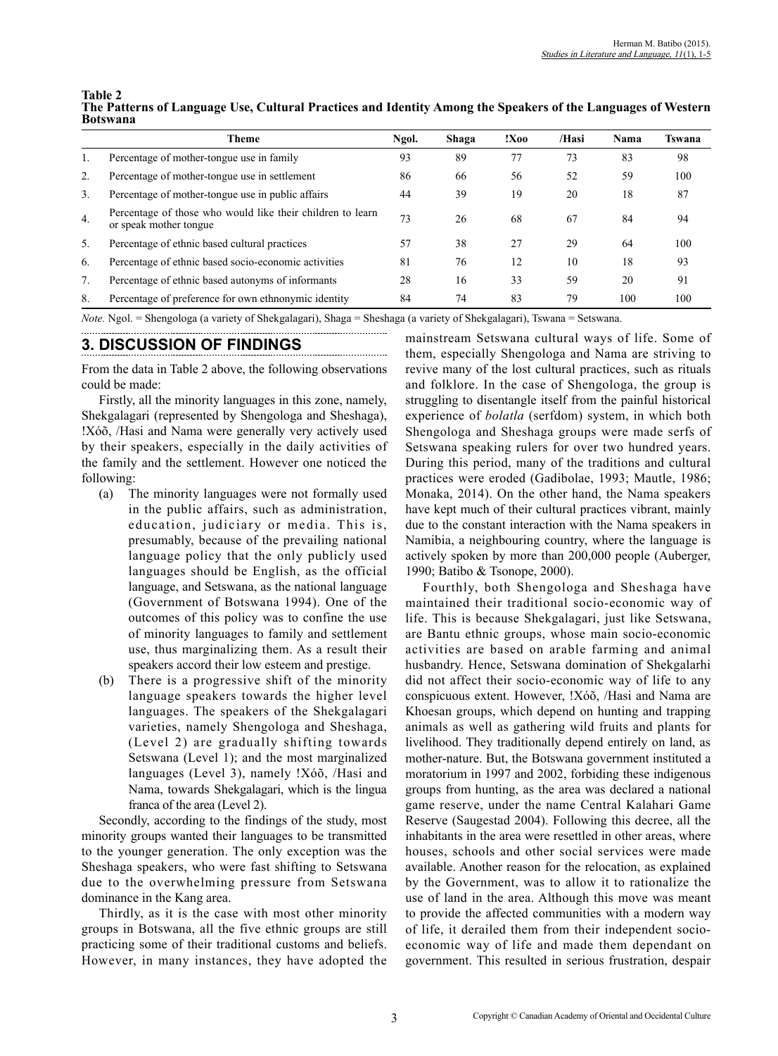**Table 2**
**The Patterns of Language Use, Cultural Practices and Identity Among the Speakers of the Languages of Western Botswana**

| | Theme | Ngol. | Shaga | !Xoo | /Hasi | Nama | Tswana |
|---|---|---|---|---|---|---|---|
| 1. | Percentage of mother-tongue use in family | 93 | 89 | 77 | 73 | 83 | 98 |
| 2. | Percentage of mother-tongue use in settlement | 86 | 66 | 56 | 52 | 59 | 100 |
| 3. | Percentage of mother-tongue use in public affairs | 44 | 39 | 19 | 20 | 18 | 87 |
| 4. | Percentage of those who would like their children to learn or speak mother tongue | 73 | 26 | 68 | 67 | 84 | 94 |
| 5. | Percentage of ethnic based cultural practices | 57 | 38 | 27 | 29 | 64 | 100 |
| 6. | Percentage of ethnic based socio-economic activities | 81 | 76 | 12 | 10 | 18 | 93 |
| 7. | Percentage of ethnic based autonyms of informants | 28 | 16 | 33 | 59 | 20 | 91 |
| 8. | Percentage of preference for own ethnonymic identity | 84 | 74 | 83 | 79 | 100 | 100 |

*Note.* Ngol. = Shengologa (a variety of Shekgalagari), Shaga = Sheshaga (a variety of Shekgalagari), Tswana = Setswana.

## 3. DISCUSSION OF FINDINGS

From the data in Table 2 above, the following observations could be made:

Firstly, all the minority languages in this zone, namely, Shekgalagari (represented by Shengologa and Sheshaga), !Xóõ, /Hasi and Nama were generally very actively used by their speakers, especially in the daily activities of the family and the settlement. However one noticed the following:

(a) The minority languages were not formally used in the public affairs, such as administration, education, judiciary or media. This is, presumably, because of the prevailing national language policy that the only publicly used languages should be English, as the official language, and Setswana, as the national language (Government of Botswana 1994). One of the outcomes of this policy was to confine the use of minority languages to family and settlement use, thus marginalizing them. As a result their speakers accord their low esteem and prestige.

(b) There is a progressive shift of the minority language speakers towards the higher level languages. The speakers of the Shekgalagari varieties, namely Shengologa and Sheshaga, (Level 2) are gradually shifting towards Setswana (Level 1); and the most marginalized languages (Level 3), namely !Xóõ, /Hasi and Nama, towards Shekgalagari, which is the lingua franca of the area (Level 2).

Secondly, according to the findings of the study, most minority groups wanted their languages to be transmitted to the younger generation. The only exception was the Sheshaga speakers, who were fast shifting to Setswana due to the overwhelming pressure from Setswana dominance in the Kang area.

Thirdly, as it is the case with most other minority groups in Botswana, all the five ethnic groups are still practicing some of their traditional customs and beliefs. However, in many instances, they have adopted the mainstream Setswana cultural ways of life. Some of them, especially Shengologa and Nama are striving to revive many of the lost cultural practices, such as rituals and folklore. In the case of Shengologa, the group is struggling to disentangle itself from the painful historical experience of *bolatla* (serfdom) system, in which both Shengologa and Sheshaga groups were made serfs of Setswana speaking rulers for over two hundred years. During this period, many of the traditions and cultural practices were eroded (Gadibolae, 1993; Mautle, 1986; Monaka, 2014). On the other hand, the Nama speakers have kept much of their cultural practices vibrant, mainly due to the constant interaction with the Nama speakers in Namibia, a neighbouring country, where the language is actively spoken by more than 200,000 people (Auberger, 1990; Batibo & Tsonope, 2000).

Fourthly, both Shengologa and Sheshaga have maintained their traditional socio-economic way of life. This is because Shekgalagari, just like Setswana, are Bantu ethnic groups, whose main socio-economic activities are based on arable farming and animal husbandry. Hence, Setswana domination of Shekgalarhi did not affect their socio-economic way of life to any conspicuous extent. However, !Xóõ, /Hasi and Nama are Khoesan groups, which depend on hunting and trapping animals as well as gathering wild fruits and plants for livelihood. They traditionally depend entirely on land, as mother-nature. But, the Botswana government instituted a moratorium in 1997 and 2002, forbidding these indigenous groups from hunting, as the area was declared a national game reserve, under the name Central Kalahari Game Reserve (Saugestad 2004). Following this decree, all the inhabitants in the area were resettled in other areas, where houses, schools and other social services were made available. Another reason for the relocation, as explained by the Government, was to allow it to rationalize the use of land in the area. Although this move was meant to provide the affected communities with a modern way of life, it derailed them from their independent socio-economic way of life and made them dependant on government. This resulted in serious frustration, despair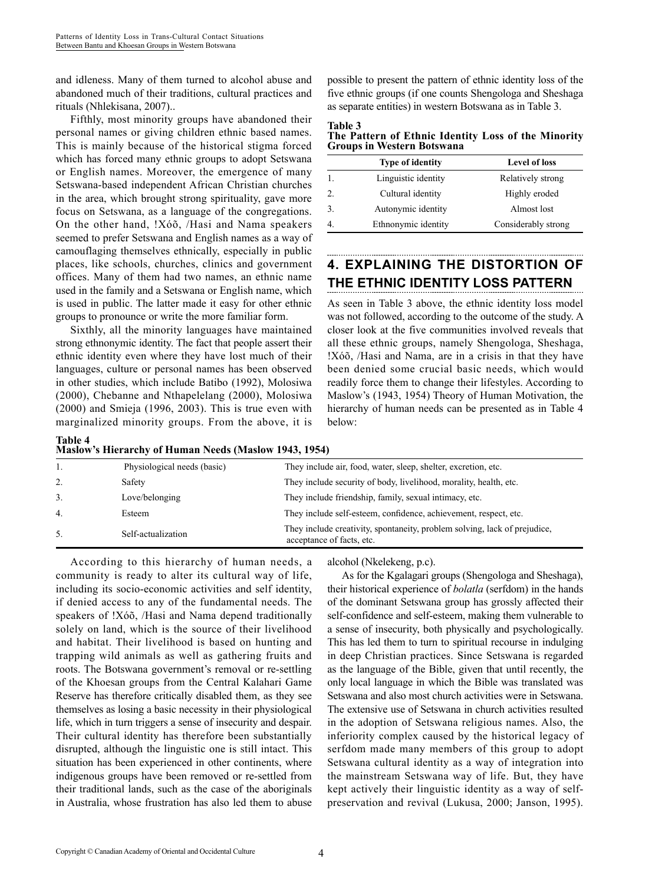and idleness. Many of them turned to alcohol abuse and abandoned much of their traditions, cultural practices and rituals (Nhlekisana, 2007)..

Fifthly, most minority groups have abandoned their personal names or giving children ethnic based names. This is mainly because of the historical stigma forced which has forced many ethnic groups to adopt Setswana or English names. Moreover, the emergence of many Setswana-based independent African Christian churches in the area, which brought strong spirituality, gave more focus on Setswana, as a language of the congregations. On the other hand, !Xóõ, /Hasi and Nama speakers seemed to prefer Setswana and English names as a way of camouflaging themselves ethnically, especially in public places, like schools, churches, clinics and government offices. Many of them had two names, an ethnic name used in the family and a Setswana or English name, which is used in public. The latter made it easy for other ethnic groups to pronounce or write the more familiar form.

Sixthly, all the minority languages have maintained strong ethnonymic identity. The fact that people assert their ethnic identity even where they have lost much of their languages, culture or personal names has been observed in other studies, which include Batibo (1992), Molosiwa (2000), Chebanne and Nthapelelang (2000), Molosiwa (2000) and Smieja (1996, 2003). This is true even with marginalized minority groups. From the above, it is possible to present the pattern of ethnic identity loss of the five ethnic groups (if one counts Shengologa and Sheshaga as separate entities) in western Botswana as in Table 3.

**Table 3**
**The Pattern of Ethnic Identity Loss of the Minority Groups in Western Botswana**

| | Type of identity | Level of loss |
|---|---|---|
| 1. | Linguistic identity | Relatively strong |
| 2. | Cultural identity | Highly eroded |
| 3. | Autonymic identity | Almost lost |
| 4. | Ethnonymic identity | Considerably strong |

## 4. EXPLAINING THE DISTORTION OF THE ETHNIC IDENTITY LOSS PATTERN

As seen in Table 3 above, the ethnic identity loss model was not followed, according to the outcome of the study. A closer look at the five communities involved reveals that all these ethnic groups, namely Shengologa, Sheshaga, !Xóõ, /Hasi and Nama, are in a crisis in that they have been denied some crucial basic needs, which would readily force them to change their lifestyles. According to Maslow's (1943, 1954) Theory of Human Motivation, the hierarchy of human needs can be presented as in Table 4 below:

**Table 4**
**Maslow's Hierarchy of Human Needs (Maslow 1943, 1954)**

| | | |
|---|---|---|
| 1. | Physiological needs (basic) | They include air, food, water, sleep, shelter, excretion, etc. |
| 2. | Safety | They include security of body, livelihood, morality, health, etc. |
| 3. | Love/belonging | They include friendship, family, sexual intimacy, etc. |
| 4. | Esteem | They include self-esteem, confidence, achievement, respect, etc. |
| 5. | Self-actualization | They include creativity, spontaneity, problem solving, lack of prejudice, acceptance of facts, etc. |

According to this hierarchy of human needs, a community is ready to alter its cultural way of life, including its socio-economic activities and self identity, if denied access to any of the fundamental needs. The speakers of !Xóõ, /Hasi and Nama depend traditionally solely on land, which is the source of their livelihood and habitat. Their livelihood is based on hunting and trapping wild animals as well as gathering fruits and roots. The Botswana government's removal or re-settling of the Khoesan groups from the Central Kalahari Game Reserve has therefore critically disabled them, as they see themselves as losing a basic necessity in their physiological life, which in turn triggers a sense of insecurity and despair. Their cultural identity has therefore been substantially disrupted, although the linguistic one is still intact. This situation has been experienced in other continents, where indigenous groups have been removed or re-settled from their traditional lands, such as the case of the aboriginals in Australia, whose frustration has also led them to abuse alcohol (Nkelekeng, p.c).

As for the Kgalagari groups (Shengologa and Sheshaga), their historical experience of *bolatla* (serfdom) in the hands of the dominant Setswana group has grossly affected their self-confidence and self-esteem, making them vulnerable to a sense of insecurity, both physically and psychologically. This has led them to turn to spiritual recourse in indulging in deep Christian practices. Since Setswana is regarded as the language of the Bible, given that until recently, the only local language in which the Bible was translated was Setswana and also most church activities were in Setswana. The extensive use of Setswana in church activities resulted in the adoption of Setswana religious names. Also, the inferiority complex caused by the historical legacy of serfdom made many members of this group to adopt Setswana cultural identity as a way of integration into the mainstream Setswana way of life. But, they have kept actively their linguistic identity as a way of self-preservation and revival (Lukusa, 2000; Janson, 1995).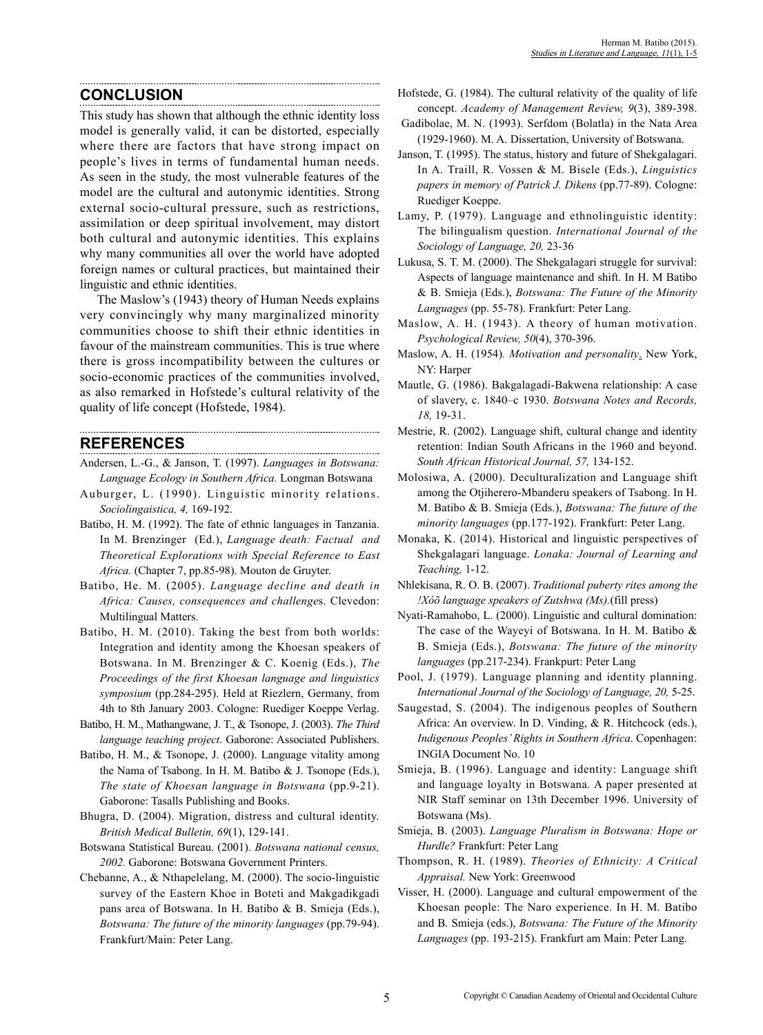## CONCLUSION

This study has shown that although the ethnic identity loss model is generally valid, it can be distorted, especially where there are factors that have strong impact on people's lives in terms of fundamental human needs. As seen in the study, the most vulnerable features of the model are the cultural and autonymic identities. Strong external socio-cultural pressure, such as restrictions, assimilation or deep spiritual involvement, may distort both cultural and autonymic identities. This explains why many communities all over the world have adopted foreign names or cultural practices, but maintained their linguistic and ethnic identities.

The Maslow's (1943) theory of Human Needs explains very convincingly why many marginalized minority communities choose to shift their ethnic identities in favour of the mainstream communities. This is true where there is gross incompatibility between the cultures or socio-economic practices of the communities involved, as also remarked in Hofstede's cultural relativity of the quality of life concept (Hofstede, 1984).

## REFERENCES

Andersen, L.-G., & Janson, T. (1997). *Languages in Botswana: Language Ecology in Southern Africa.* Longman Botswana

Auburger, L. (1990). Linguistic minority relations. *Sociolingaistica, 4,* 169-192.

Batibo, H. M. (1992). The fate of ethnic languages in Tanzania. In M. Brenzinger (Ed.), *Language death: Factual and Theoretical Explorations with Special Reference to East Africa.* (Chapter 7, pp.85-98). Mouton de Gruyter.

Batibo, He. M. (2005). *Language decline and death in Africa: Causes, consequences and challenges*. Clevedon: Multilingual Matters.

Batibo, H. M. (2010). Taking the best from both worlds: Integration and identity among the Khoesan speakers of Botswana. In M. Brenzinger & C. Koenig (Eds.), *The Proceedings of the first Khoesan language and linguistics symposium* (pp.284-295). Held at Riezlern, Germany, from 4th to 8th January 2003. Cologne: Ruediger Koeppe Verlag.

Batibo, H. M., Mathangwane, J. T., & Tsonope, J. (2003). *The Third language teaching project*. Gaborone: Associated Publishers.

Batibo, H. M., & Tsonope, J. (2000). Language vitality among the Nama of Tsabong. In H. M. Batibo & J. Tsonope (Eds.), *The state of Khoesan language in Botswana* (pp.9-21). Gaborone: Tasalls Publishing and Books.

Bhugra, D. (2004). Migration, distress and cultural identity. *British Medical Bulletin, 69*(1), 129-141.

Botswana Statistical Bureau. (2001). *Botswana national census, 2002.* Gaborone: Botswana Government Printers.

Chebanne, A., & Nthapelelang, M. (2000). The socio-linguistic survey of the Eastern Khoe in Boteti and Makgadikgadi pans area of Botswana. In H. Batibo & B. Smieja (Eds.), *Botswana: The future of the minority languages* (pp.79-94). Frankfurt/Main: Peter Lang.

Hofstede, G. (1984). The cultural relativity of the quality of life concept. *Academy of Management Review, 9*(3), 389-398.

Gadibolae, M. N. (1993). Serfdom (Bolatla) in the Nata Area (1929-1960). M. A. Dissertation, University of Botswana.

Janson, T. (1995). The status, history and future of Shekgalagari. In A. Traill, R. Vossen & M. Bisele (Eds.), *Linguistics papers in memory of Patrick J. Dikens* (pp.77-89). Cologne: Ruediger Koeppe.

Lamy, P. (1979). Language and ethnolinguistic identity: The bilingualism question. *International Journal of the Sociology of Language, 20,* 23-36

Lukusa, S. T. M. (2000). The Shekgalagari struggle for survival: Aspects of language maintenance and shift. In H. M Batibo & B. Smieja (Eds.), *Botswana: The Future of the Minority Languages* (pp. 55-78). Frankfurt: Peter Lang.

Maslow, A. H. (1943). A theory of human motivation. *Psychological Review, 50*(4), 370-396.

Maslow, A. H. (1954)*. Motivation and personality*. New York, NY: Harper

Mautle, G. (1986). Bakgalagadi-Bakwena relationship: A case of slavery, c. 1840–c 1930. *Botswana Notes and Records, 18,* 19-31.

Mestrie, R. (2002). Language shift, cultural change and identity retention: Indian South Africans in the 1960 and beyond. *South African Historical Journal, 57,* 134-152.

Molosiwa, A. (2000). Deculturalization and Language shift among the Otjiherero-Mbanderu speakers of Tsabong. In H. M. Batibo & B. Smieja (Eds.), *Botswana: The future of the minority languages* (pp.177-192). Frankfurt: Peter Lang.

Monaka, K. (2014). Historical and linguistic perspectives of Shekgalagari language. *Lonaka: Journal of Learning and Teaching,* 1-12.

Nhlekisana, R. O. B. (2007). *Traditional puberty rites among the !Xóõ language speakers of Zutshwa (Ms).*(fill press)

Nyati-Ramahobo, L. (2000). Linguistic and cultural domination: The case of the Wayeyi of Botswana. In H. M. Batibo & B. Smieja (Eds.), *Botswana: The future of the minority languages* (pp.217-234). Frankpurt: Peter Lang

Pool, J. (1979). Language planning and identity planning. *International Journal of the Sociology of Language, 20,* 5-25.

Saugestad, S. (2004). The indigenous peoples of Southern Africa: An overview. In D. Vinding, & R. Hitchcock (eds.), *Indigenous Peoples' Rights in Southern Africa*. Copenhagen: INGIA Document No. 10

Smieja, B. (1996). Language and identity: Language shift and language loyalty in Botswana. A paper presented at NIR Staff seminar on 13th December 1996. University of Botswana (Ms).

Smieja, B. (2003). *Language Pluralism in Botswana: Hope or Hurdle?* Frankfurt: Peter Lang

Thompson, R. H. (1989). *Theories of Ethnicity: A Critical Appraisal.* New York: Greenwood

Visser, H. (2000). Language and cultural empowerment of the Khoesan people: The Naro experience. In H. M. Batibo and B. Smieja (eds.), *Botswana: The Future of the Minority Languages* (pp. 193-215). Frankfurt am Main: Peter Lang.